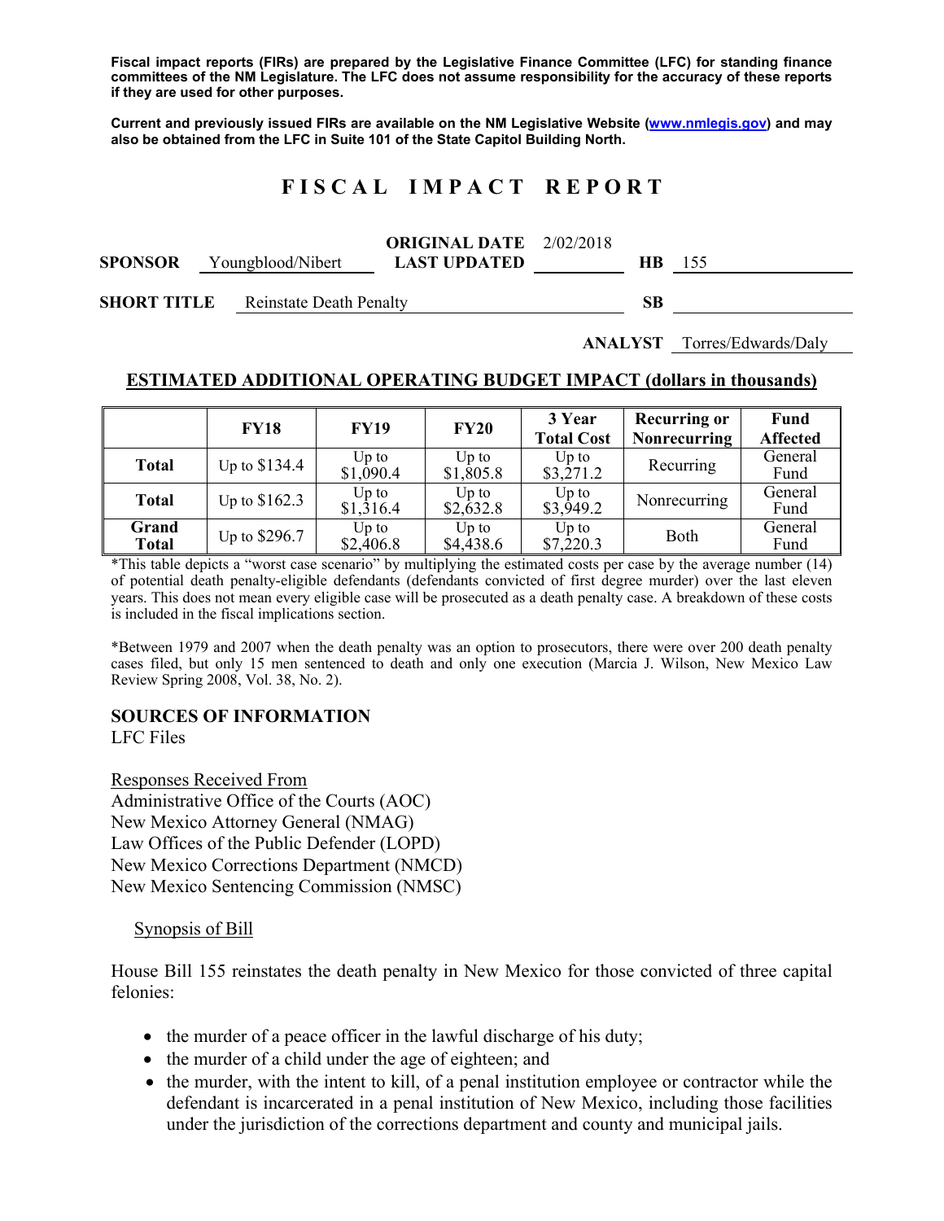**Fiscal impact reports (FIRs) are prepared by the Legislative Finance Committee (LFC) for standing finance committees of the NM Legislature. The LFC does not assume responsibility for the accuracy of these reports if they are used for other purposes.**

**Current and previously issued FIRs are available on the NM Legislative Website (www.nmlegis.gov) and may also be obtained from the LFC in Suite 101 of the State Capitol Building North.**

# F I S C A L   I M P A C T   R E P O R T

**SPONSOR** Youngblood/Nibert  **ORIGINAL DATE** 2/02/2018  **LAST UPDATED**  **HB** 155

**SHORT TITLE** Reinstate Death Penalty  **SB**

**ANALYST** Torres/Edwards/Daly

## ESTIMATED ADDITIONAL OPERATING BUDGET IMPACT (dollars in thousands)

| | FY18 | FY19 | FY20 | 3 Year Total Cost | Recurring or Nonrecurring | Fund Affected |
|---|---|---|---|---|---|---|
| **Total** | Up to $134.4 | Up to $1,090.4 | Up to $1,805.8 | Up to $3,271.2 | Recurring | General Fund |
| **Total** | Up to $162.3 | Up to $1,316.4 | Up to $2,632.8 | Up to $3,949.2 | Nonrecurring | General Fund |
| **Grand Total** | Up to $296.7 | Up to $2,406.8 | Up to $4,438.6 | Up to $7,220.3 | Both | General Fund |

*This table depicts a "worst case scenario" by multiplying the estimated costs per case by the average number (14) of potential death penalty-eligible defendants (defendants convicted of first degree murder) over the last eleven years. This does not mean every eligible case will be prosecuted as a death penalty case. A breakdown of these costs is included in the fiscal implications section.

*Between 1979 and 2007 when the death penalty was an option to prosecutors, there were over 200 death penalty cases filed, but only 15 men sentenced to death and only one execution (Marcia J. Wilson, New Mexico Law Review Spring 2008, Vol. 38, No. 2).

## SOURCES OF INFORMATION

LFC Files

Responses Received From
Administrative Office of the Courts (AOC)
New Mexico Attorney General (NMAG)
Law Offices of the Public Defender (LOPD)
New Mexico Corrections Department (NMCD)
New Mexico Sentencing Commission (NMSC)

Synopsis of Bill

House Bill 155 reinstates the death penalty in New Mexico for those convicted of three capital felonies:

- the murder of a peace officer in the lawful discharge of his duty;
- the murder of a child under the age of eighteen; and
- the murder, with the intent to kill, of a penal institution employee or contractor while the defendant is incarcerated in a penal institution of New Mexico, including those facilities under the jurisdiction of the corrections department and county and municipal jails.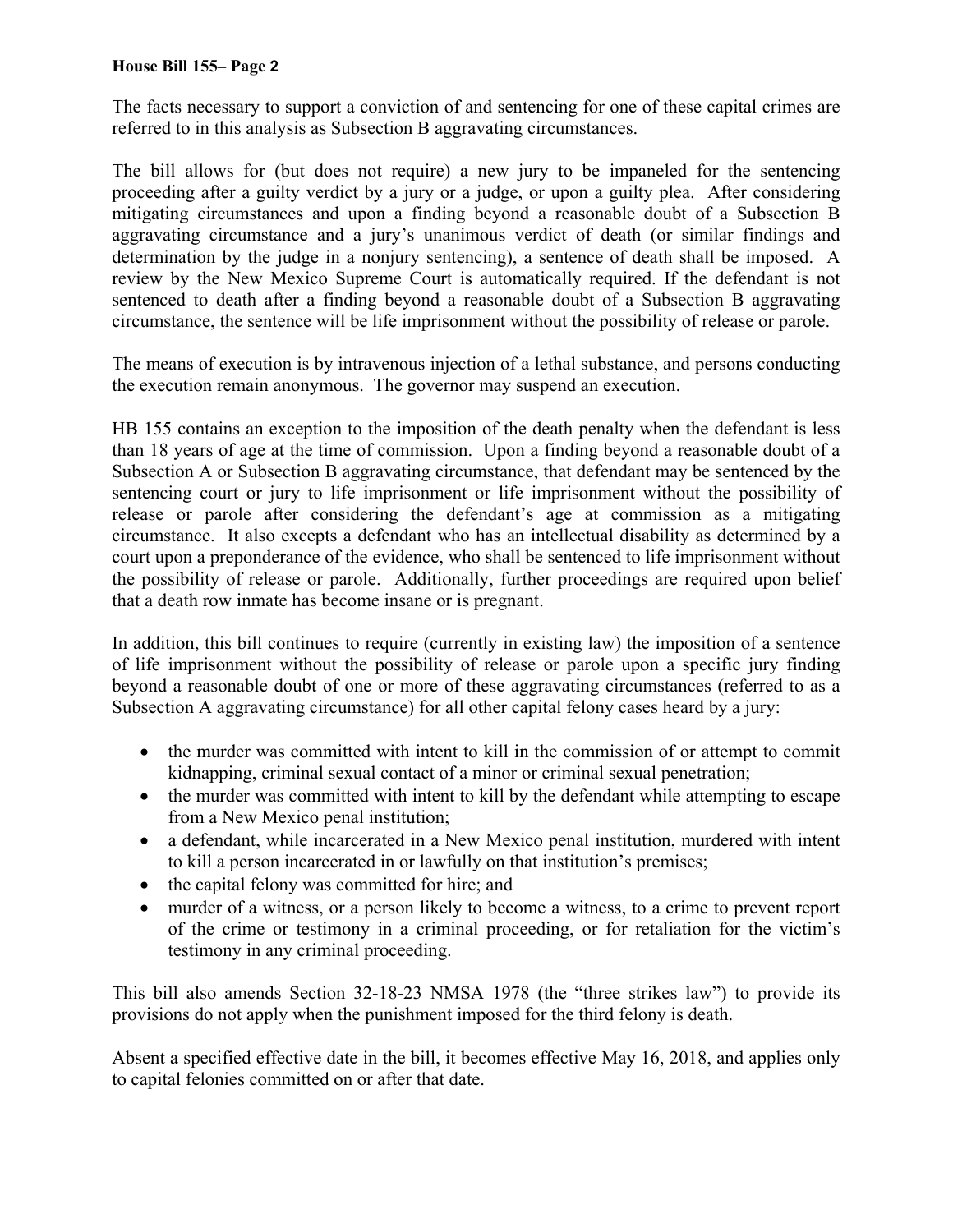The facts necessary to support a conviction of and sentencing for one of these capital crimes are referred to in this analysis as Subsection B aggravating circumstances.

The bill allows for (but does not require) a new jury to be impaneled for the sentencing proceeding after a guilty verdict by a jury or a judge, or upon a guilty plea. After considering mitigating circumstances and upon a finding beyond a reasonable doubt of a Subsection B aggravating circumstance and a jury's unanimous verdict of death (or similar findings and determination by the judge in a nonjury sentencing), a sentence of death shall be imposed. A review by the New Mexico Supreme Court is automatically required. If the defendant is not sentenced to death after a finding beyond a reasonable doubt of a Subsection B aggravating circumstance, the sentence will be life imprisonment without the possibility of release or parole.

The means of execution is by intravenous injection of a lethal substance, and persons conducting the execution remain anonymous. The governor may suspend an execution.

HB 155 contains an exception to the imposition of the death penalty when the defendant is less than 18 years of age at the time of commission. Upon a finding beyond a reasonable doubt of a Subsection A or Subsection B aggravating circumstance, that defendant may be sentenced by the sentencing court or jury to life imprisonment or life imprisonment without the possibility of release or parole after considering the defendant's age at commission as a mitigating circumstance. It also excepts a defendant who has an intellectual disability as determined by a court upon a preponderance of the evidence, who shall be sentenced to life imprisonment without the possibility of release or parole. Additionally, further proceedings are required upon belief that a death row inmate has become insane or is pregnant.

In addition, this bill continues to require (currently in existing law) the imposition of a sentence of life imprisonment without the possibility of release or parole upon a specific jury finding beyond a reasonable doubt of one or more of these aggravating circumstances (referred to as a Subsection A aggravating circumstance) for all other capital felony cases heard by a jury:

- the murder was committed with intent to kill in the commission of or attempt to commit kidnapping, criminal sexual contact of a minor or criminal sexual penetration;
- the murder was committed with intent to kill by the defendant while attempting to escape from a New Mexico penal institution;
- a defendant, while incarcerated in a New Mexico penal institution, murdered with intent to kill a person incarcerated in or lawfully on that institution's premises;
- the capital felony was committed for hire; and
- murder of a witness, or a person likely to become a witness, to a crime to prevent report of the crime or testimony in a criminal proceeding, or for retaliation for the victim's testimony in any criminal proceeding.

This bill also amends Section 32-18-23 NMSA 1978 (the "three strikes law") to provide its provisions do not apply when the punishment imposed for the third felony is death.

Absent a specified effective date in the bill, it becomes effective May 16, 2018, and applies only to capital felonies committed on or after that date.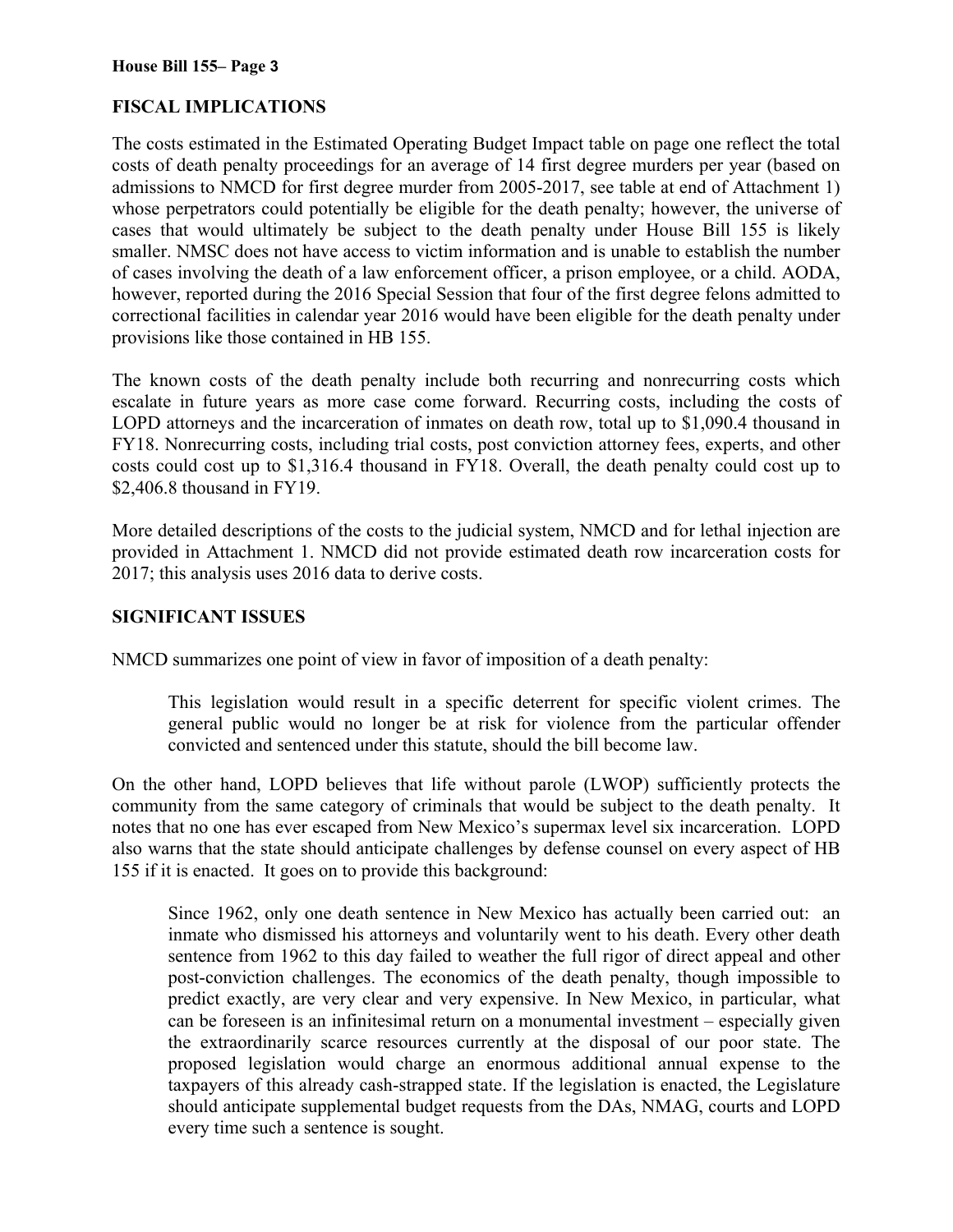## FISCAL IMPLICATIONS

The costs estimated in the Estimated Operating Budget Impact table on page one reflect the total costs of death penalty proceedings for an average of 14 first degree murders per year (based on admissions to NMCD for first degree murder from 2005-2017, see table at end of Attachment 1) whose perpetrators could potentially be eligible for the death penalty; however, the universe of cases that would ultimately be subject to the death penalty under House Bill 155 is likely smaller. NMSC does not have access to victim information and is unable to establish the number of cases involving the death of a law enforcement officer, a prison employee, or a child. AODA, however, reported during the 2016 Special Session that four of the first degree felons admitted to correctional facilities in calendar year 2016 would have been eligible for the death penalty under provisions like those contained in HB 155.

The known costs of the death penalty include both recurring and nonrecurring costs which escalate in future years as more case come forward. Recurring costs, including the costs of LOPD attorneys and the incarceration of inmates on death row, total up to $1,090.4 thousand in FY18. Nonrecurring costs, including trial costs, post conviction attorney fees, experts, and other costs could cost up to $1,316.4 thousand in FY18. Overall, the death penalty could cost up to $2,406.8 thousand in FY19.

More detailed descriptions of the costs to the judicial system, NMCD and for lethal injection are provided in Attachment 1. NMCD did not provide estimated death row incarceration costs for 2017; this analysis uses 2016 data to derive costs.

## SIGNIFICANT ISSUES

NMCD summarizes one point of view in favor of imposition of a death penalty:

> This legislation would result in a specific deterrent for specific violent crimes. The general public would no longer be at risk for violence from the particular offender convicted and sentenced under this statute, should the bill become law.

On the other hand, LOPD believes that life without parole (LWOP) sufficiently protects the community from the same category of criminals that would be subject to the death penalty. It notes that no one has ever escaped from New Mexico's supermax level six incarceration. LOPD also warns that the state should anticipate challenges by defense counsel on every aspect of HB 155 if it is enacted. It goes on to provide this background:

> Since 1962, only one death sentence in New Mexico has actually been carried out: an inmate who dismissed his attorneys and voluntarily went to his death. Every other death sentence from 1962 to this day failed to weather the full rigor of direct appeal and other post-conviction challenges. The economics of the death penalty, though impossible to predict exactly, are very clear and very expensive. In New Mexico, in particular, what can be foreseen is an infinitesimal return on a monumental investment – especially given the extraordinarily scarce resources currently at the disposal of our poor state. The proposed legislation would charge an enormous additional annual expense to the taxpayers of this already cash-strapped state. If the legislation is enacted, the Legislature should anticipate supplemental budget requests from the DAs, NMAG, courts and LOPD every time such a sentence is sought.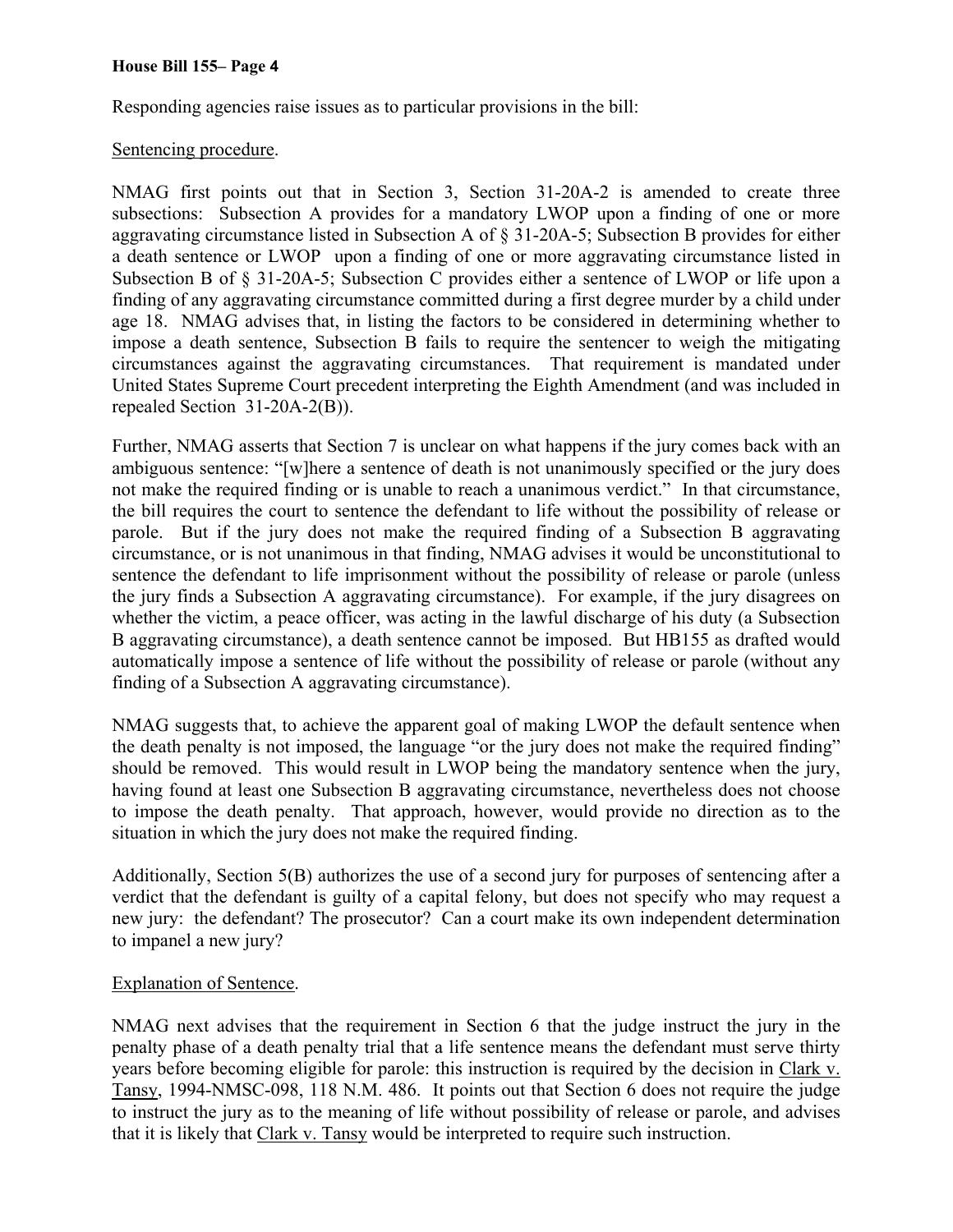Responding agencies raise issues as to particular provisions in the bill:

Sentencing procedure.

NMAG first points out that in Section 3, Section 31-20A-2 is amended to create three subsections: Subsection A provides for a mandatory LWOP upon a finding of one or more aggravating circumstance listed in Subsection A of § 31-20A-5; Subsection B provides for either a death sentence or LWOP upon a finding of one or more aggravating circumstance listed in Subsection B of § 31-20A-5; Subsection C provides either a sentence of LWOP or life upon a finding of any aggravating circumstance committed during a first degree murder by a child under age 18. NMAG advises that, in listing the factors to be considered in determining whether to impose a death sentence, Subsection B fails to require the sentencer to weigh the mitigating circumstances against the aggravating circumstances. That requirement is mandated under United States Supreme Court precedent interpreting the Eighth Amendment (and was included in repealed Section 31-20A-2(B)).

Further, NMAG asserts that Section 7 is unclear on what happens if the jury comes back with an ambiguous sentence: "[w]here a sentence of death is not unanimously specified or the jury does not make the required finding or is unable to reach a unanimous verdict." In that circumstance, the bill requires the court to sentence the defendant to life without the possibility of release or parole. But if the jury does not make the required finding of a Subsection B aggravating circumstance, or is not unanimous in that finding, NMAG advises it would be unconstitutional to sentence the defendant to life imprisonment without the possibility of release or parole (unless the jury finds a Subsection A aggravating circumstance). For example, if the jury disagrees on whether the victim, a peace officer, was acting in the lawful discharge of his duty (a Subsection B aggravating circumstance), a death sentence cannot be imposed. But HB155 as drafted would automatically impose a sentence of life without the possibility of release or parole (without any finding of a Subsection A aggravating circumstance).

NMAG suggests that, to achieve the apparent goal of making LWOP the default sentence when the death penalty is not imposed, the language "or the jury does not make the required finding" should be removed. This would result in LWOP being the mandatory sentence when the jury, having found at least one Subsection B aggravating circumstance, nevertheless does not choose to impose the death penalty. That approach, however, would provide no direction as to the situation in which the jury does not make the required finding.

Additionally, Section 5(B) authorizes the use of a second jury for purposes of sentencing after a verdict that the defendant is guilty of a capital felony, but does not specify who may request a new jury: the defendant? The prosecutor? Can a court make its own independent determination to impanel a new jury?

Explanation of Sentence.

NMAG next advises that the requirement in Section 6 that the judge instruct the jury in the penalty phase of a death penalty trial that a life sentence means the defendant must serve thirty years before becoming eligible for parole: this instruction is required by the decision in Clark v. Tansy, 1994-NMSC-098, 118 N.M. 486. It points out that Section 6 does not require the judge to instruct the jury as to the meaning of life without possibility of release or parole, and advises that it is likely that Clark v. Tansy would be interpreted to require such instruction.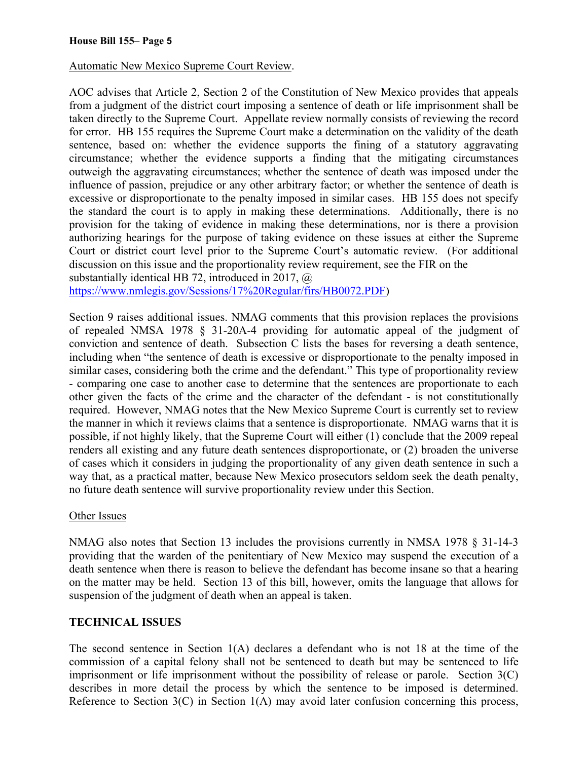Automatic New Mexico Supreme Court Review.

AOC advises that Article 2, Section 2 of the Constitution of New Mexico provides that appeals from a judgment of the district court imposing a sentence of death or life imprisonment shall be taken directly to the Supreme Court. Appellate review normally consists of reviewing the record for error. HB 155 requires the Supreme Court make a determination on the validity of the death sentence, based on: whether the evidence supports the fining of a statutory aggravating circumstance; whether the evidence supports a finding that the mitigating circumstances outweigh the aggravating circumstances; whether the sentence of death was imposed under the influence of passion, prejudice or any other arbitrary factor; or whether the sentence of death is excessive or disproportionate to the penalty imposed in similar cases. HB 155 does not specify the standard the court is to apply in making these determinations. Additionally, there is no provision for the taking of evidence in making these determinations, nor is there a provision authorizing hearings for the purpose of taking evidence on these issues at either the Supreme Court or district court level prior to the Supreme Court's automatic review. (For additional discussion on this issue and the proportionality review requirement, see the FIR on the substantially identical HB 72, introduced in 2017, @ https://www.nmlegis.gov/Sessions/17%20Regular/firs/HB0072.PDF)

Section 9 raises additional issues. NMAG comments that this provision replaces the provisions of repealed NMSA 1978 § 31-20A-4 providing for automatic appeal of the judgment of conviction and sentence of death. Subsection C lists the bases for reversing a death sentence, including when "the sentence of death is excessive or disproportionate to the penalty imposed in similar cases, considering both the crime and the defendant." This type of proportionality review - comparing one case to another case to determine that the sentences are proportionate to each other given the facts of the crime and the character of the defendant - is not constitutionally required. However, NMAG notes that the New Mexico Supreme Court is currently set to review the manner in which it reviews claims that a sentence is disproportionate. NMAG warns that it is possible, if not highly likely, that the Supreme Court will either (1) conclude that the 2009 repeal renders all existing and any future death sentences disproportionate, or (2) broaden the universe of cases which it considers in judging the proportionality of any given death sentence in such a way that, as a practical matter, because New Mexico prosecutors seldom seek the death penalty, no future death sentence will survive proportionality review under this Section.

Other Issues

NMAG also notes that Section 13 includes the provisions currently in NMSA 1978 § 31-14-3 providing that the warden of the penitentiary of New Mexico may suspend the execution of a death sentence when there is reason to believe the defendant has become insane so that a hearing on the matter may be held. Section 13 of this bill, however, omits the language that allows for suspension of the judgment of death when an appeal is taken.

## TECHNICAL ISSUES

The second sentence in Section 1(A) declares a defendant who is not 18 at the time of the commission of a capital felony shall not be sentenced to death but may be sentenced to life imprisonment or life imprisonment without the possibility of release or parole. Section 3(C) describes in more detail the process by which the sentence to be imposed is determined. Reference to Section 3(C) in Section 1(A) may avoid later confusion concerning this process,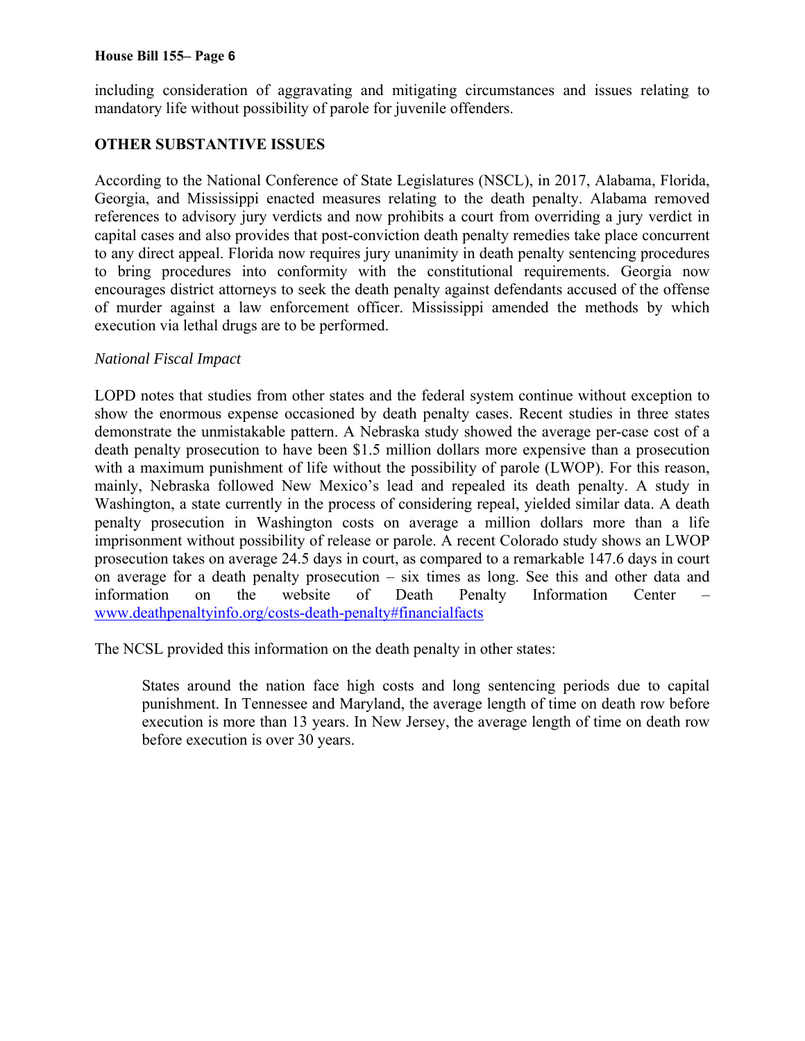including consideration of aggravating and mitigating circumstances and issues relating to mandatory life without possibility of parole for juvenile offenders.

**OTHER SUBSTANTIVE ISSUES**

According to the National Conference of State Legislatures (NSCL), in 2017, Alabama, Florida, Georgia, and Mississippi enacted measures relating to the death penalty. Alabama removed references to advisory jury verdicts and now prohibits a court from overriding a jury verdict in capital cases and also provides that post-conviction death penalty remedies take place concurrent to any direct appeal. Florida now requires jury unanimity in death penalty sentencing procedures to bring procedures into conformity with the constitutional requirements. Georgia now encourages district attorneys to seek the death penalty against defendants accused of the offense of murder against a law enforcement officer. Mississippi amended the methods by which execution via lethal drugs are to be performed.

*National Fiscal Impact*

LOPD notes that studies from other states and the federal system continue without exception to show the enormous expense occasioned by death penalty cases. Recent studies in three states demonstrate the unmistakable pattern. A Nebraska study showed the average per-case cost of a death penalty prosecution to have been $1.5 million dollars more expensive than a prosecution with a maximum punishment of life without the possibility of parole (LWOP). For this reason, mainly, Nebraska followed New Mexico's lead and repealed its death penalty. A study in Washington, a state currently in the process of considering repeal, yielded similar data. A death penalty prosecution in Washington costs on average a million dollars more than a life imprisonment without possibility of release or parole. A recent Colorado study shows an LWOP prosecution takes on average 24.5 days in court, as compared to a remarkable 147.6 days in court on average for a death penalty prosecution – six times as long. See this and other data and information on the website of Death Penalty Information Center – www.deathpenaltyinfo.org/costs-death-penalty#financialfacts

The NCSL provided this information on the death penalty in other states:

> States around the nation face high costs and long sentencing periods due to capital punishment. In Tennessee and Maryland, the average length of time on death row before execution is more than 13 years. In New Jersey, the average length of time on death row before execution is over 30 years.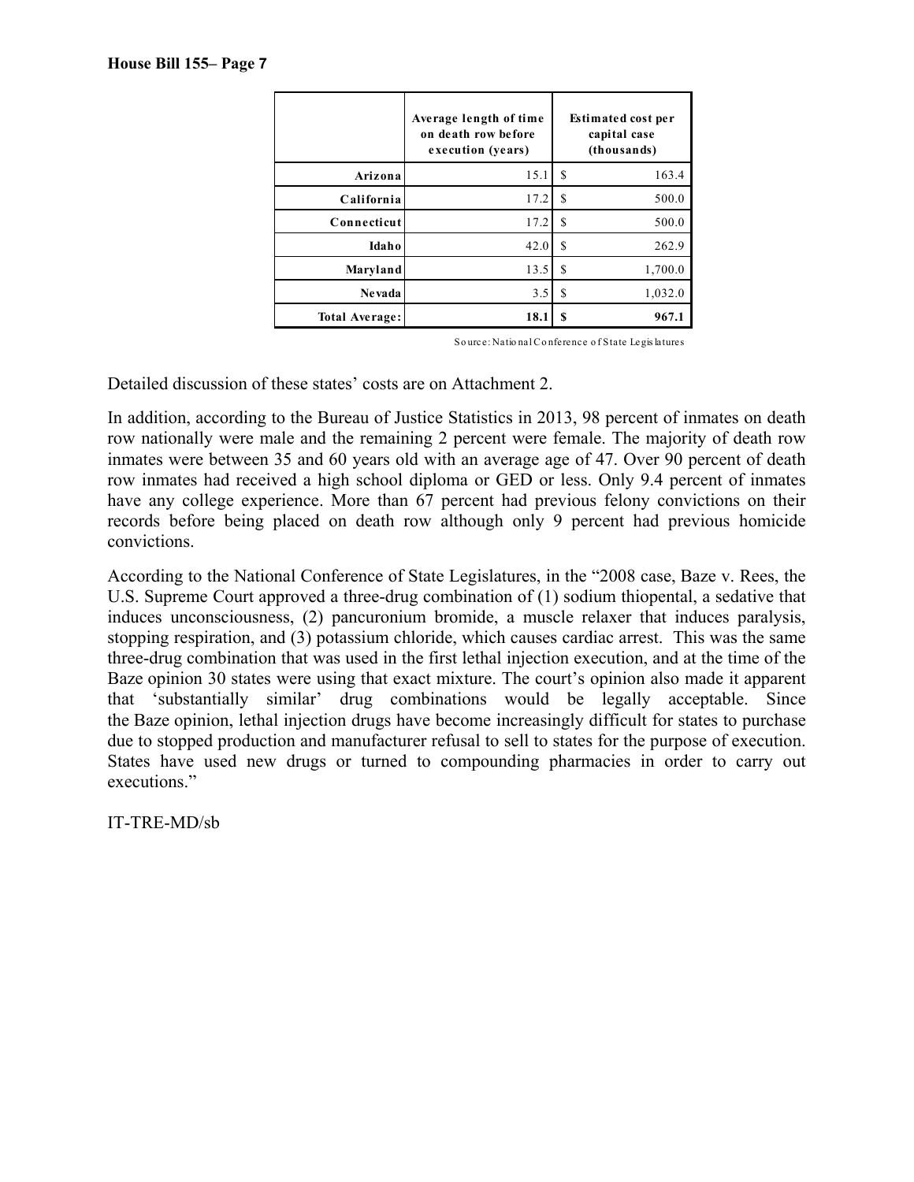| | Average length of time on death row before execution (years) | Estimated cost per capital case (thousands) |
|---|---|---|
| Arizona | 15.1 | $ 163.4 |
| California | 17.2 | $ 500.0 |
| Connecticut | 17.2 | $ 500.0 |
| Idaho | 42.0 | $ 262.9 |
| Maryland | 13.5 | $ 1,700.0 |
| Nevada | 3.5 | $ 1,032.0 |
| **Total Average:** | **18.1** | **$ 967.1** |

Source: National Conference of State Legislatures

Detailed discussion of these states' costs are on Attachment 2.

In addition, according to the Bureau of Justice Statistics in 2013, 98 percent of inmates on death row nationally were male and the remaining 2 percent were female. The majority of death row inmates were between 35 and 60 years old with an average age of 47. Over 90 percent of death row inmates had received a high school diploma or GED or less. Only 9.4 percent of inmates have any college experience. More than 67 percent had previous felony convictions on their records before being placed on death row although only 9 percent had previous homicide convictions.

According to the National Conference of State Legislatures, in the "2008 case, Baze v. Rees, the U.S. Supreme Court approved a three-drug combination of (1) sodium thiopental, a sedative that induces unconsciousness, (2) pancuronium bromide, a muscle relaxer that induces paralysis, stopping respiration, and (3) potassium chloride, which causes cardiac arrest. This was the same three-drug combination that was used in the first lethal injection execution, and at the time of the Baze opinion 30 states were using that exact mixture. The court's opinion also made it apparent that 'substantially similar' drug combinations would be legally acceptable. Since the Baze opinion, lethal injection drugs have become increasingly difficult for states to purchase due to stopped production and manufacturer refusal to sell to states for the purpose of execution. States have used new drugs or turned to compounding pharmacies in order to carry out executions."

IT-TRE-MD/sb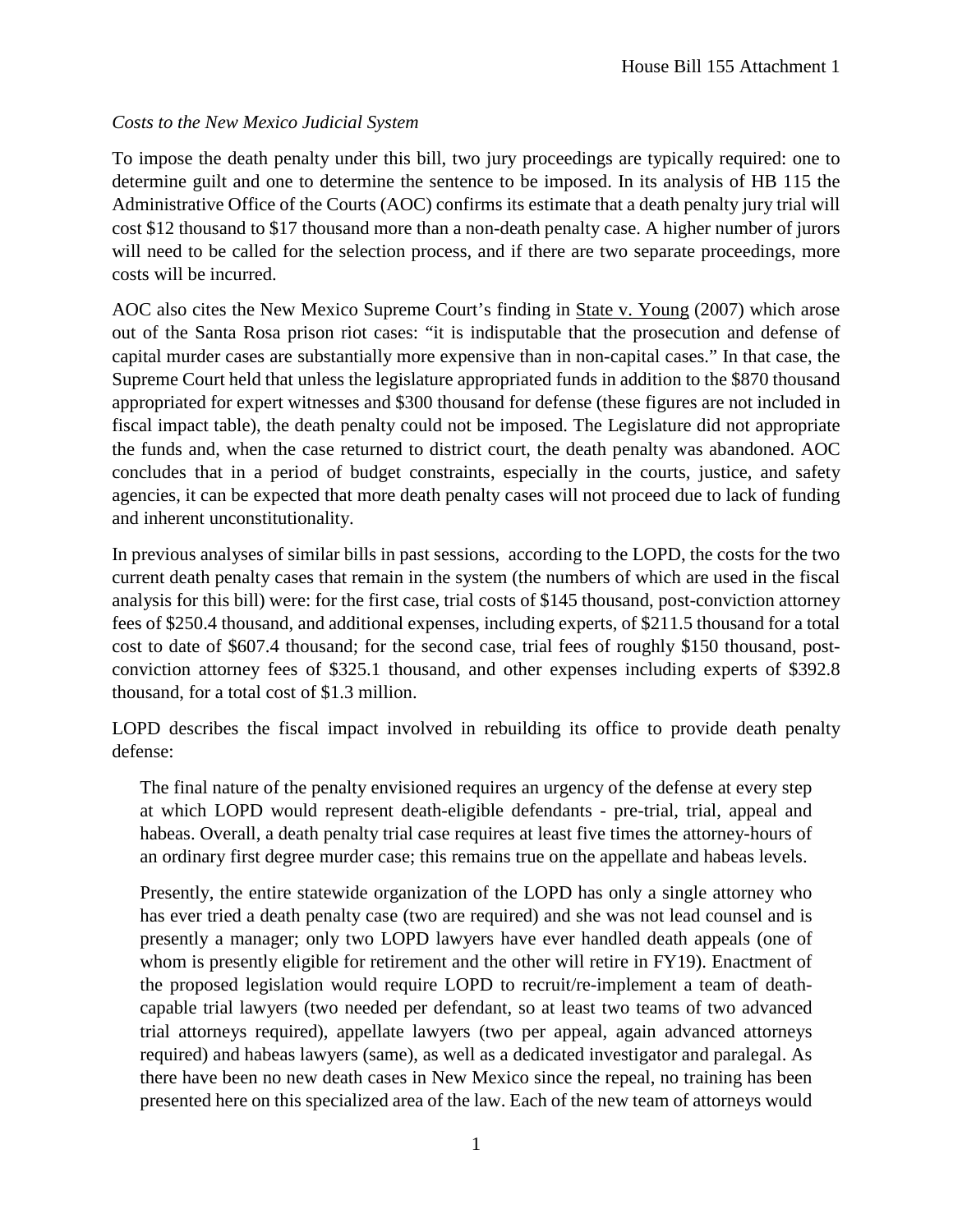*Costs to the New Mexico Judicial System*

To impose the death penalty under this bill, two jury proceedings are typically required: one to determine guilt and one to determine the sentence to be imposed. In its analysis of HB 115 the Administrative Office of the Courts (AOC) confirms its estimate that a death penalty jury trial will cost $12 thousand to $17 thousand more than a non-death penalty case. A higher number of jurors will need to be called for the selection process, and if there are two separate proceedings, more costs will be incurred.

AOC also cites the New Mexico Supreme Court's finding in State v. Young (2007) which arose out of the Santa Rosa prison riot cases: "it is indisputable that the prosecution and defense of capital murder cases are substantially more expensive than in non-capital cases." In that case, the Supreme Court held that unless the legislature appropriated funds in addition to the $870 thousand appropriated for expert witnesses and $300 thousand for defense (these figures are not included in fiscal impact table), the death penalty could not be imposed. The Legislature did not appropriate the funds and, when the case returned to district court, the death penalty was abandoned. AOC concludes that in a period of budget constraints, especially in the courts, justice, and safety agencies, it can be expected that more death penalty cases will not proceed due to lack of funding and inherent unconstitutionality.

In previous analyses of similar bills in past sessions, according to the LOPD, the costs for the two current death penalty cases that remain in the system (the numbers of which are used in the fiscal analysis for this bill) were: for the first case, trial costs of $145 thousand, post-conviction attorney fees of $250.4 thousand, and additional expenses, including experts, of $211.5 thousand for a total cost to date of $607.4 thousand; for the second case, trial fees of roughly $150 thousand, post-conviction attorney fees of $325.1 thousand, and other expenses including experts of $392.8 thousand, for a total cost of $1.3 million.

LOPD describes the fiscal impact involved in rebuilding its office to provide death penalty defense:

> The final nature of the penalty envisioned requires an urgency of the defense at every step at which LOPD would represent death-eligible defendants - pre-trial, trial, appeal and habeas. Overall, a death penalty trial case requires at least five times the attorney-hours of an ordinary first degree murder case; this remains true on the appellate and habeas levels.
>
> Presently, the entire statewide organization of the LOPD has only a single attorney who has ever tried a death penalty case (two are required) and she was not lead counsel and is presently a manager; only two LOPD lawyers have ever handled death appeals (one of whom is presently eligible for retirement and the other will retire in FY19). Enactment of the proposed legislation would require LOPD to recruit/re-implement a team of death-capable trial lawyers (two needed per defendant, so at least two teams of two advanced trial attorneys required), appellate lawyers (two per appeal, again advanced attorneys required) and habeas lawyers (same), as well as a dedicated investigator and paralegal. As there have been no new death cases in New Mexico since the repeal, no training has been presented here on this specialized area of the law. Each of the new team of attorneys would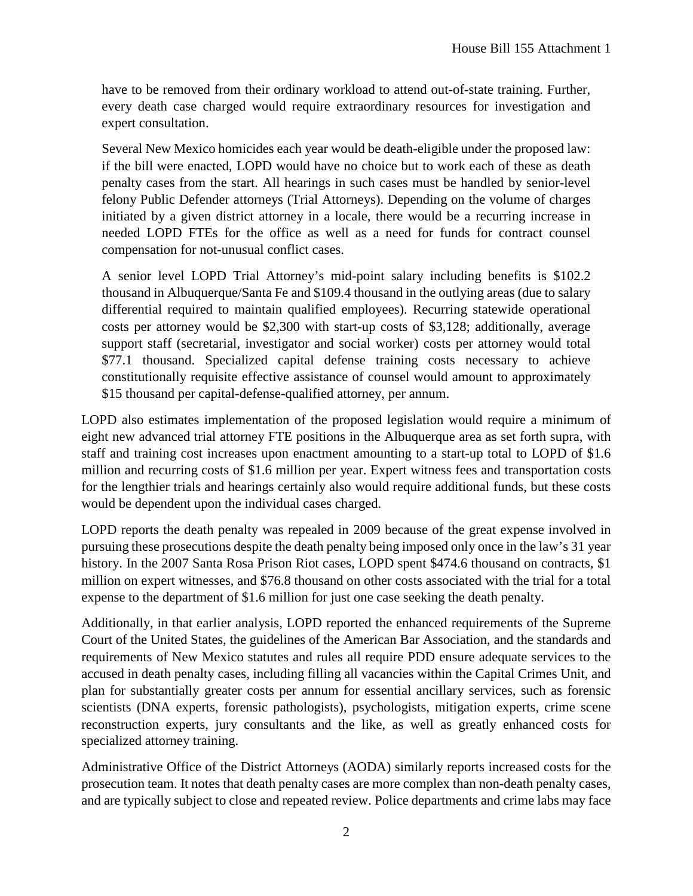have to be removed from their ordinary workload to attend out-of-state training. Further, every death case charged would require extraordinary resources for investigation and expert consultation.

Several New Mexico homicides each year would be death-eligible under the proposed law: if the bill were enacted, LOPD would have no choice but to work each of these as death penalty cases from the start. All hearings in such cases must be handled by senior-level felony Public Defender attorneys (Trial Attorneys). Depending on the volume of charges initiated by a given district attorney in a locale, there would be a recurring increase in needed LOPD FTEs for the office as well as a need for funds for contract counsel compensation for not-unusual conflict cases.

A senior level LOPD Trial Attorney's mid-point salary including benefits is $102.2 thousand in Albuquerque/Santa Fe and $109.4 thousand in the outlying areas (due to salary differential required to maintain qualified employees). Recurring statewide operational costs per attorney would be $2,300 with start-up costs of $3,128; additionally, average support staff (secretarial, investigator and social worker) costs per attorney would total $77.1 thousand. Specialized capital defense training costs necessary to achieve constitutionally requisite effective assistance of counsel would amount to approximately $15 thousand per capital-defense-qualified attorney, per annum.

LOPD also estimates implementation of the proposed legislation would require a minimum of eight new advanced trial attorney FTE positions in the Albuquerque area as set forth supra, with staff and training cost increases upon enactment amounting to a start-up total to LOPD of $1.6 million and recurring costs of $1.6 million per year. Expert witness fees and transportation costs for the lengthier trials and hearings certainly also would require additional funds, but these costs would be dependent upon the individual cases charged.

LOPD reports the death penalty was repealed in 2009 because of the great expense involved in pursuing these prosecutions despite the death penalty being imposed only once in the law's 31 year history. In the 2007 Santa Rosa Prison Riot cases, LOPD spent $474.6 thousand on contracts, $1 million on expert witnesses, and $76.8 thousand on other costs associated with the trial for a total expense to the department of $1.6 million for just one case seeking the death penalty.

Additionally, in that earlier analysis, LOPD reported the enhanced requirements of the Supreme Court of the United States, the guidelines of the American Bar Association, and the standards and requirements of New Mexico statutes and rules all require PDD ensure adequate services to the accused in death penalty cases, including filling all vacancies within the Capital Crimes Unit, and plan for substantially greater costs per annum for essential ancillary services, such as forensic scientists (DNA experts, forensic pathologists), psychologists, mitigation experts, crime scene reconstruction experts, jury consultants and the like, as well as greatly enhanced costs for specialized attorney training.

Administrative Office of the District Attorneys (AODA) similarly reports increased costs for the prosecution team. It notes that death penalty cases are more complex than non-death penalty cases, and are typically subject to close and repeated review. Police departments and crime labs may face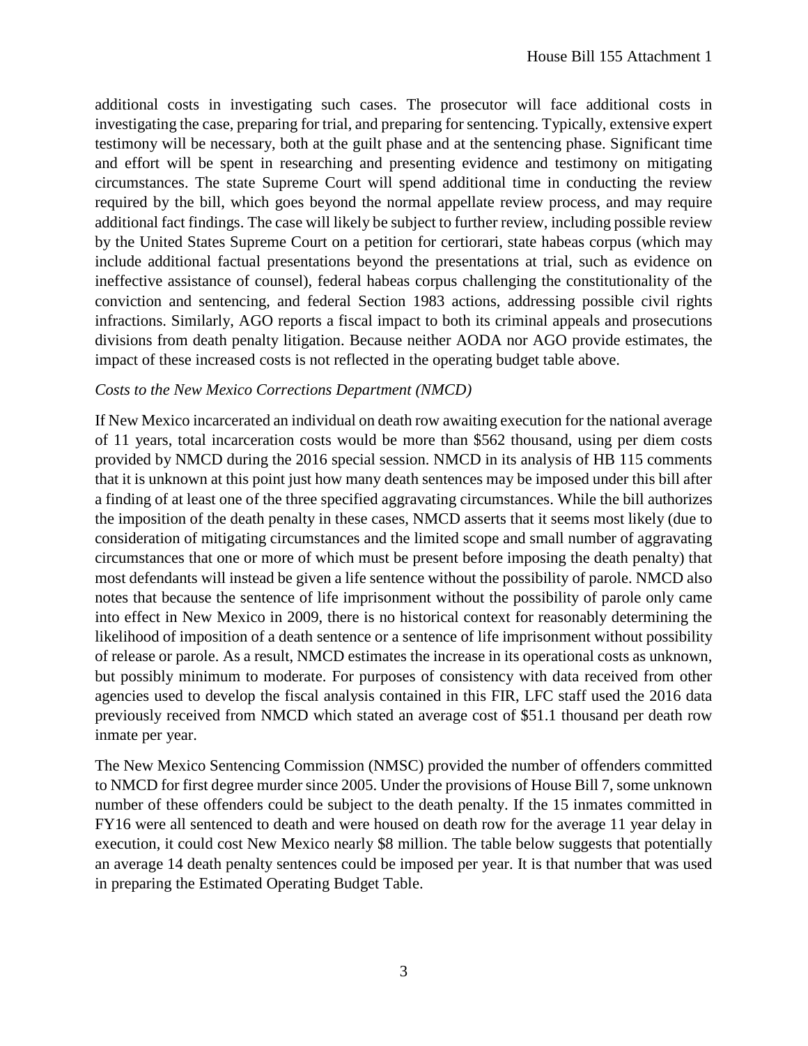additional costs in investigating such cases. The prosecutor will face additional costs in investigating the case, preparing for trial, and preparing for sentencing. Typically, extensive expert testimony will be necessary, both at the guilt phase and at the sentencing phase. Significant time and effort will be spent in researching and presenting evidence and testimony on mitigating circumstances. The state Supreme Court will spend additional time in conducting the review required by the bill, which goes beyond the normal appellate review process, and may require additional fact findings. The case will likely be subject to further review, including possible review by the United States Supreme Court on a petition for certiorari, state habeas corpus (which may include additional factual presentations beyond the presentations at trial, such as evidence on ineffective assistance of counsel), federal habeas corpus challenging the constitutionality of the conviction and sentencing, and federal Section 1983 actions, addressing possible civil rights infractions. Similarly, AGO reports a fiscal impact to both its criminal appeals and prosecutions divisions from death penalty litigation. Because neither AODA nor AGO provide estimates, the impact of these increased costs is not reflected in the operating budget table above.

*Costs to the New Mexico Corrections Department (NMCD)*

If New Mexico incarcerated an individual on death row awaiting execution for the national average of 11 years, total incarceration costs would be more than $562 thousand, using per diem costs provided by NMCD during the 2016 special session. NMCD in its analysis of HB 115 comments that it is unknown at this point just how many death sentences may be imposed under this bill after a finding of at least one of the three specified aggravating circumstances. While the bill authorizes the imposition of the death penalty in these cases, NMCD asserts that it seems most likely (due to consideration of mitigating circumstances and the limited scope and small number of aggravating circumstances that one or more of which must be present before imposing the death penalty) that most defendants will instead be given a life sentence without the possibility of parole. NMCD also notes that because the sentence of life imprisonment without the possibility of parole only came into effect in New Mexico in 2009, there is no historical context for reasonably determining the likelihood of imposition of a death sentence or a sentence of life imprisonment without possibility of release or parole. As a result, NMCD estimates the increase in its operational costs as unknown, but possibly minimum to moderate. For purposes of consistency with data received from other agencies used to develop the fiscal analysis contained in this FIR, LFC staff used the 2016 data previously received from NMCD which stated an average cost of $51.1 thousand per death row inmate per year.

The New Mexico Sentencing Commission (NMSC) provided the number of offenders committed to NMCD for first degree murder since 2005. Under the provisions of House Bill 7, some unknown number of these offenders could be subject to the death penalty. If the 15 inmates committed in FY16 were all sentenced to death and were housed on death row for the average 11 year delay in execution, it could cost New Mexico nearly $8 million. The table below suggests that potentially an average 14 death penalty sentences could be imposed per year. It is that number that was used in preparing the Estimated Operating Budget Table.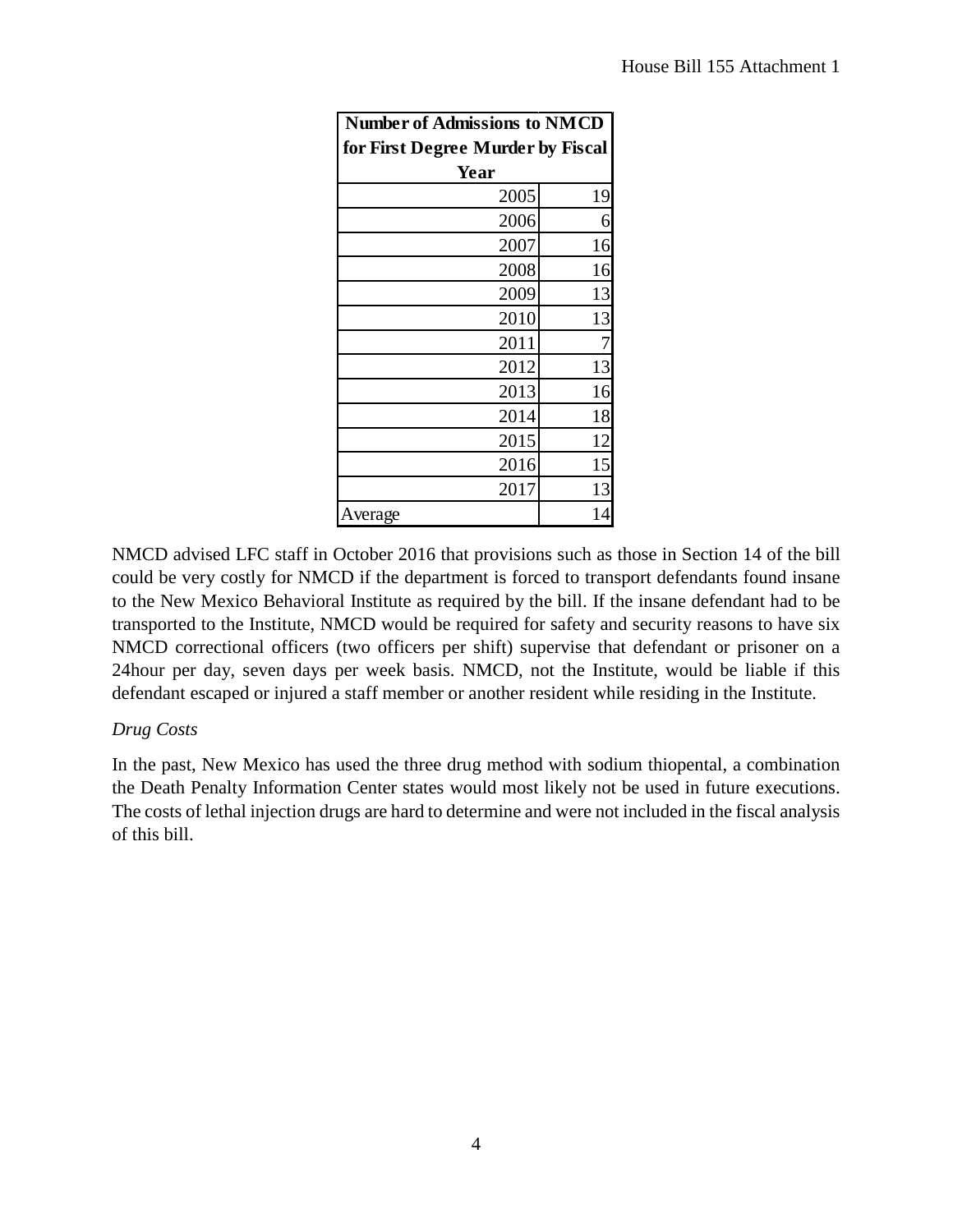| Number of Admissions to NMCD for First Degree Murder by Fiscal Year | |
|---|---|
| 2005 | 19 |
| 2006 | 6 |
| 2007 | 16 |
| 2008 | 16 |
| 2009 | 13 |
| 2010 | 13 |
| 2011 | 7 |
| 2012 | 13 |
| 2013 | 16 |
| 2014 | 18 |
| 2015 | 12 |
| 2016 | 15 |
| 2017 | 13 |
| Average | 14 |

NMCD advised LFC staff in October 2016 that provisions such as those in Section 14 of the bill could be very costly for NMCD if the department is forced to transport defendants found insane to the New Mexico Behavioral Institute as required by the bill. If the insane defendant had to be transported to the Institute, NMCD would be required for safety and security reasons to have six NMCD correctional officers (two officers per shift) supervise that defendant or prisoner on a 24hour per day, seven days per week basis. NMCD, not the Institute, would be liable if this defendant escaped or injured a staff member or another resident while residing in the Institute.

*Drug Costs*

In the past, New Mexico has used the three drug method with sodium thiopental, a combination the Death Penalty Information Center states would most likely not be used in future executions. The costs of lethal injection drugs are hard to determine and were not included in the fiscal analysis of this bill.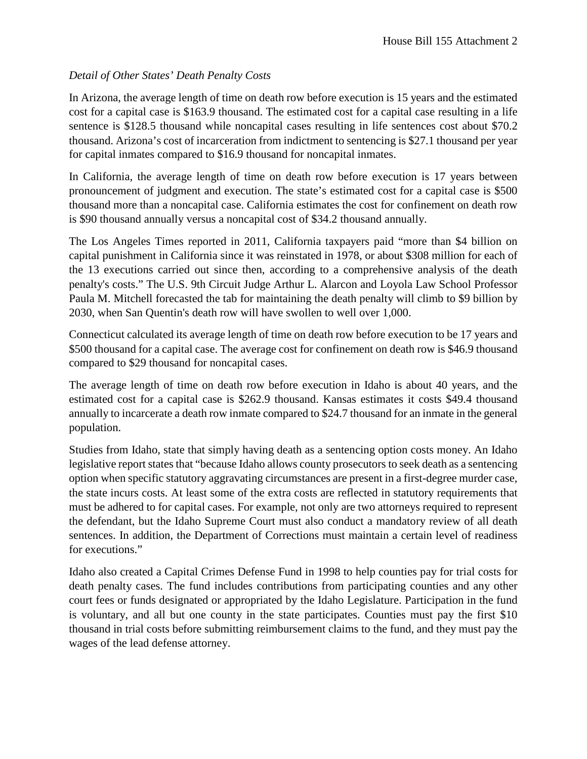*Detail of Other States' Death Penalty Costs*

In Arizona, the average length of time on death row before execution is 15 years and the estimated cost for a capital case is $163.9 thousand. The estimated cost for a capital case resulting in a life sentence is $128.5 thousand while noncapital cases resulting in life sentences cost about $70.2 thousand. Arizona's cost of incarceration from indictment to sentencing is $27.1 thousand per year for capital inmates compared to $16.9 thousand for noncapital inmates.

In California, the average length of time on death row before execution is 17 years between pronouncement of judgment and execution. The state's estimated cost for a capital case is $500 thousand more than a noncapital case. California estimates the cost for confinement on death row is $90 thousand annually versus a noncapital cost of $34.2 thousand annually.

The Los Angeles Times reported in 2011, California taxpayers paid "more than $4 billion on capital punishment in California since it was reinstated in 1978, or about $308 million for each of the 13 executions carried out since then, according to a comprehensive analysis of the death penalty's costs." The U.S. 9th Circuit Judge Arthur L. Alarcon and Loyola Law School Professor Paula M. Mitchell forecasted the tab for maintaining the death penalty will climb to $9 billion by 2030, when San Quentin's death row will have swollen to well over 1,000.

Connecticut calculated its average length of time on death row before execution to be 17 years and $500 thousand for a capital case. The average cost for confinement on death row is $46.9 thousand compared to $29 thousand for noncapital cases.

The average length of time on death row before execution in Idaho is about 40 years, and the estimated cost for a capital case is $262.9 thousand. Kansas estimates it costs $49.4 thousand annually to incarcerate a death row inmate compared to $24.7 thousand for an inmate in the general population.

Studies from Idaho, state that simply having death as a sentencing option costs money. An Idaho legislative report states that "because Idaho allows county prosecutors to seek death as a sentencing option when specific statutory aggravating circumstances are present in a first-degree murder case, the state incurs costs. At least some of the extra costs are reflected in statutory requirements that must be adhered to for capital cases. For example, not only are two attorneys required to represent the defendant, but the Idaho Supreme Court must also conduct a mandatory review of all death sentences. In addition, the Department of Corrections must maintain a certain level of readiness for executions."

Idaho also created a Capital Crimes Defense Fund in 1998 to help counties pay for trial costs for death penalty cases. The fund includes contributions from participating counties and any other court fees or funds designated or appropriated by the Idaho Legislature. Participation in the fund is voluntary, and all but one county in the state participates. Counties must pay the first $10 thousand in trial costs before submitting reimbursement claims to the fund, and they must pay the wages of the lead defense attorney.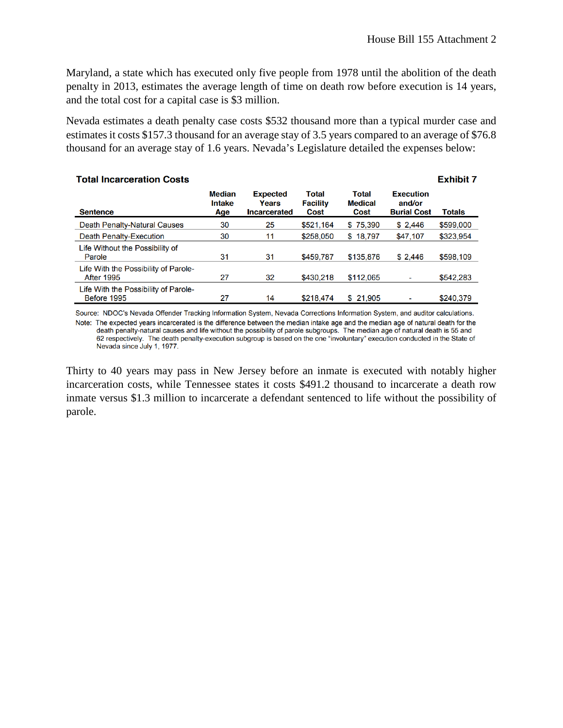Maryland, a state which has executed only five people from 1978 until the abolition of the death penalty in 2013, estimates the average length of time on death row before execution is 14 years, and the total cost for a capital case is $3 million.

Nevada estimates a death penalty case costs $532 thousand more than a typical murder case and estimates it costs $157.3 thousand for an average stay of 3.5 years compared to an average of $76.8 thousand for an average stay of 1.6 years. Nevada's Legislature detailed the expenses below:

**Total Incarceration Costs** **Exhibit 7**

| Sentence | Median Intake Age | Expected Years Incarcerated | Total Facility Cost | Total Medical Cost | Execution and/or Burial Cost | Totals |
|---|---|---|---|---|---|---|
| Death Penalty-Natural Causes | 30 | 25 | $521,164 | $ 75,390 | $ 2,446 | $599,000 |
| Death Penalty-Execution | 30 | 11 | $258,050 | $ 18,797 | $47,107 | $323,954 |
| Life Without the Possibility of Parole | 31 | 31 | $459,787 | $135,876 | $ 2,446 | $598,109 |
| Life With the Possibility of Parole-After 1995 | 27 | 32 | $430,218 | $112,065 | - | $542,283 |
| Life With the Possibility of Parole-Before 1995 | 27 | 14 | $218,474 | $ 21,905 | - | $240,379 |

Source: NDOC's Nevada Offender Tracking Information System, Nevada Corrections Information System, and auditor calculations.

Note: The expected years incarcerated is the difference between the median intake age and the median age of natural death for the death penalty-natural causes and life without the possibility of parole subgroups. The median age of natural death is 55 and 62 respectively. The death penalty-execution subgroup is based on the one "involuntary" execution conducted in the State of Nevada since July 1, 1977.

Thirty to 40 years may pass in New Jersey before an inmate is executed with notably higher incarceration costs, while Tennessee states it costs $491.2 thousand to incarcerate a death row inmate versus $1.3 million to incarcerate a defendant sentenced to life without the possibility of parole.